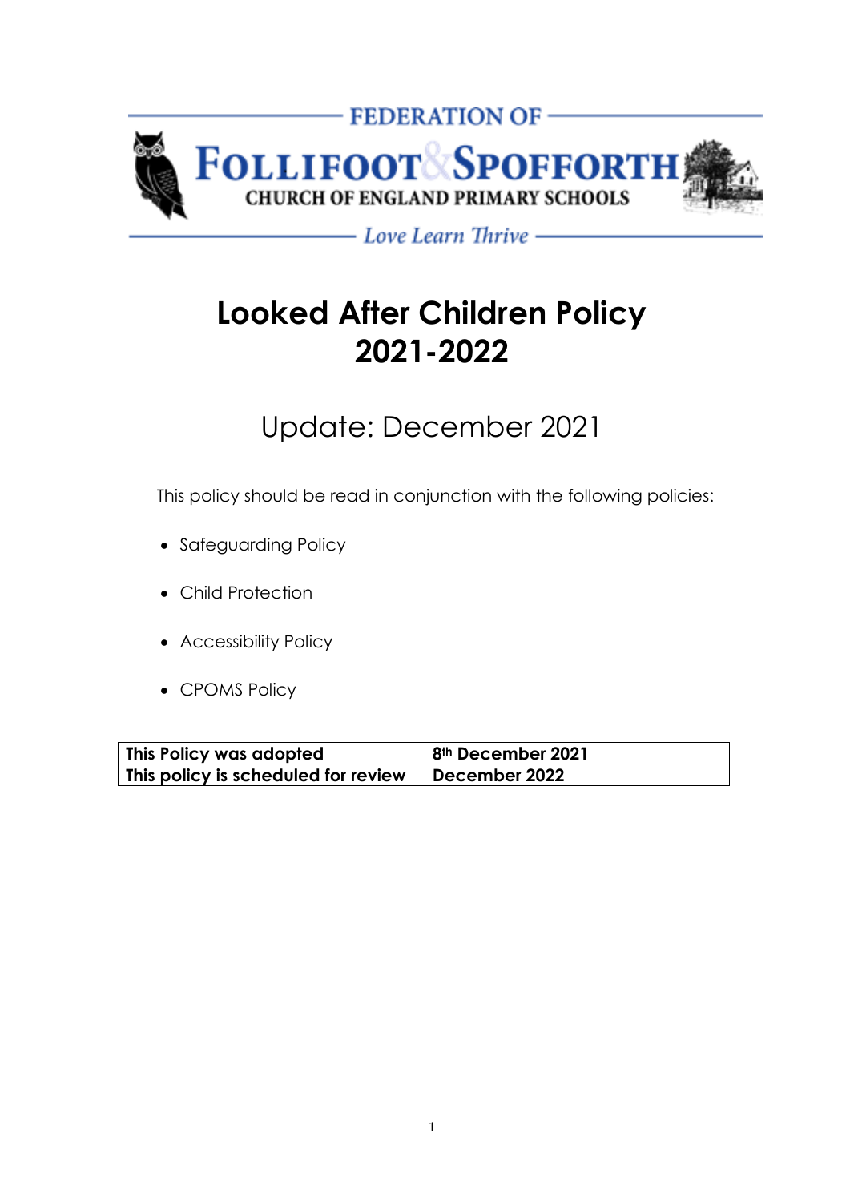FEDERATION OF

FOLLIFOOT & SPOFFORTH

CHURCH OF ENGLAND PRIMARY SCHOOLS

*Love Learn Thrive*

# Looked After Children Policy 2021-2022

## Update: December 2021

This policy should be read in conjunction with the following policies:

- Safeguarding Policy
- Child Protection
- Accessibility Policy
- CPOMS Policy

| **This Policy was adopted** | **8th December 2021** |
|---|---|
| **This policy is scheduled for review** | **December 2022** |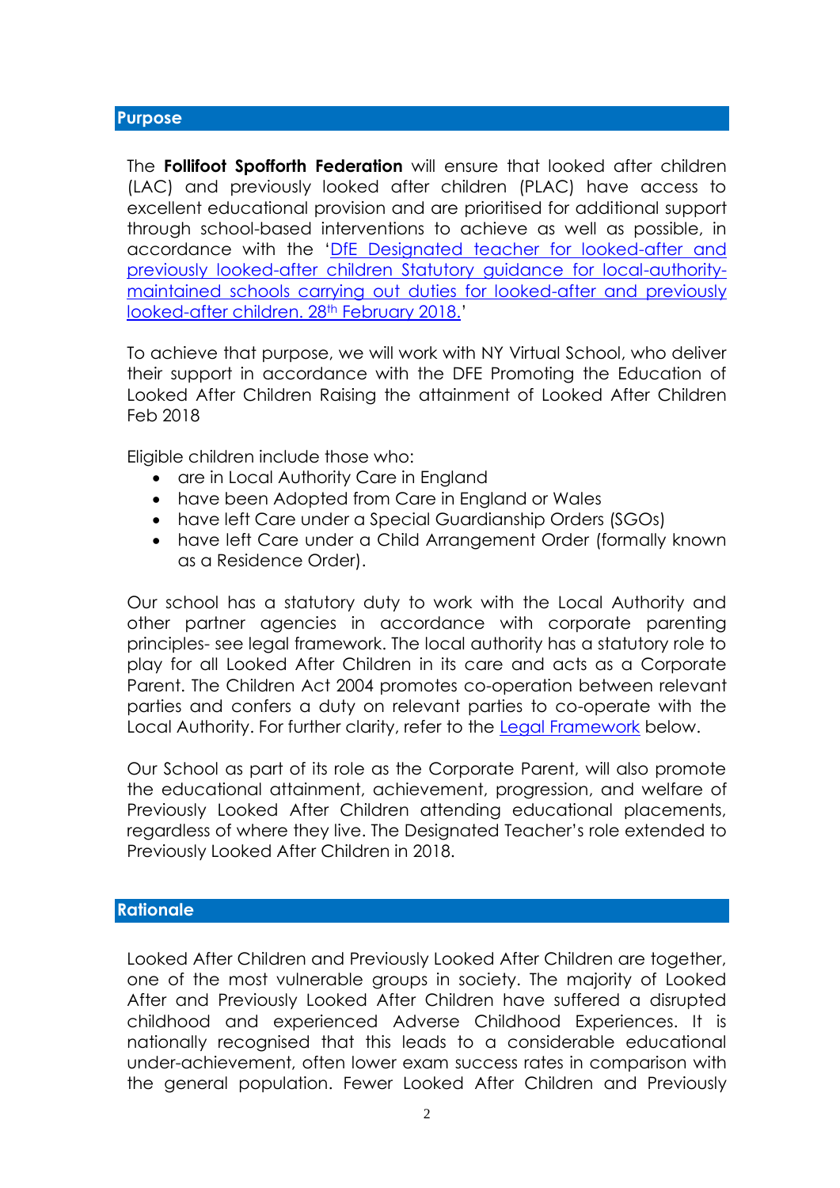## Purpose

The **Follifoot Spofforth Federation** will ensure that looked after children (LAC) and previously looked after children (PLAC) have access to excellent educational provision and are prioritised for additional support through school-based interventions to achieve as well as possible, in accordance with the 'DfE Designated teacher for looked-after and previously looked-after children Statutory guidance for local-authority-maintained schools carrying out duties for looked-after and previously looked-after children. 28th February 2018.'

To achieve that purpose, we will work with NY Virtual School, who deliver their support in accordance with the DFE Promoting the Education of Looked After Children Raising the attainment of Looked After Children Feb 2018

Eligible children include those who:

- are in Local Authority Care in England
- have been Adopted from Care in England or Wales
- have left Care under a Special Guardianship Orders (SGOs)
- have left Care under a Child Arrangement Order (formally known as a Residence Order).

Our school has a statutory duty to work with the Local Authority and other partner agencies in accordance with corporate parenting principles- see legal framework. The local authority has a statutory role to play for all Looked After Children in its care and acts as a Corporate Parent. The Children Act 2004 promotes co-operation between relevant parties and confers a duty on relevant parties to co-operate with the Local Authority. For further clarity, refer to the Legal Framework below.

Our School as part of its role as the Corporate Parent, will also promote the educational attainment, achievement, progression, and welfare of Previously Looked After Children attending educational placements, regardless of where they live. The Designated Teacher's role extended to Previously Looked After Children in 2018.

## Rationale

Looked After Children and Previously Looked After Children are together, one of the most vulnerable groups in society. The majority of Looked After and Previously Looked After Children have suffered a disrupted childhood and experienced Adverse Childhood Experiences. It is nationally recognised that this leads to a considerable educational under-achievement, often lower exam success rates in comparison with the general population. Fewer Looked After Children and Previously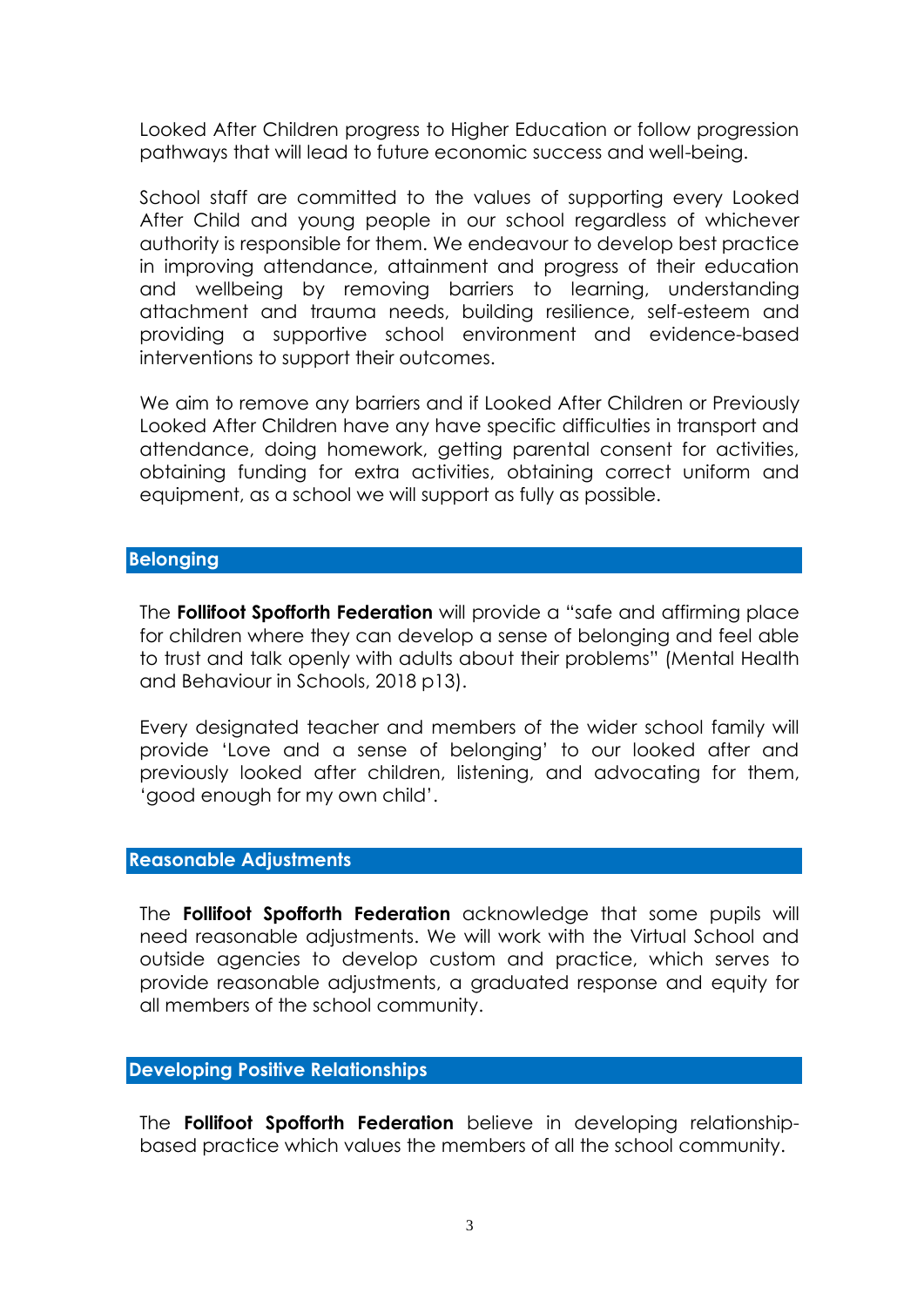Looked After Children progress to Higher Education or follow progression pathways that will lead to future economic success and well-being.

School staff are committed to the values of supporting every Looked After Child and young people in our school regardless of whichever authority is responsible for them. We endeavour to develop best practice in improving attendance, attainment and progress of their education and wellbeing by removing barriers to learning, understanding attachment and trauma needs, building resilience, self-esteem and providing a supportive school environment and evidence-based interventions to support their outcomes.

We aim to remove any barriers and if Looked After Children or Previously Looked After Children have any have specific difficulties in transport and attendance, doing homework, getting parental consent for activities, obtaining funding for extra activities, obtaining correct uniform and equipment, as a school we will support as fully as possible.

## Belonging

The **Follifoot Spofforth Federation** will provide a "safe and affirming place for children where they can develop a sense of belonging and feel able to trust and talk openly with adults about their problems" (Mental Health and Behaviour in Schools, 2018 p13).

Every designated teacher and members of the wider school family will provide 'Love and a sense of belonging' to our looked after and previously looked after children, listening, and advocating for them, 'good enough for my own child'.

## Reasonable Adjustments

The **Follifoot Spofforth Federation** acknowledge that some pupils will need reasonable adjustments. We will work with the Virtual School and outside agencies to develop custom and practice, which serves to provide reasonable adjustments, a graduated response and equity for all members of the school community.

## Developing Positive Relationships

The **Follifoot Spofforth Federation** believe in developing relationship-based practice which values the members of all the school community.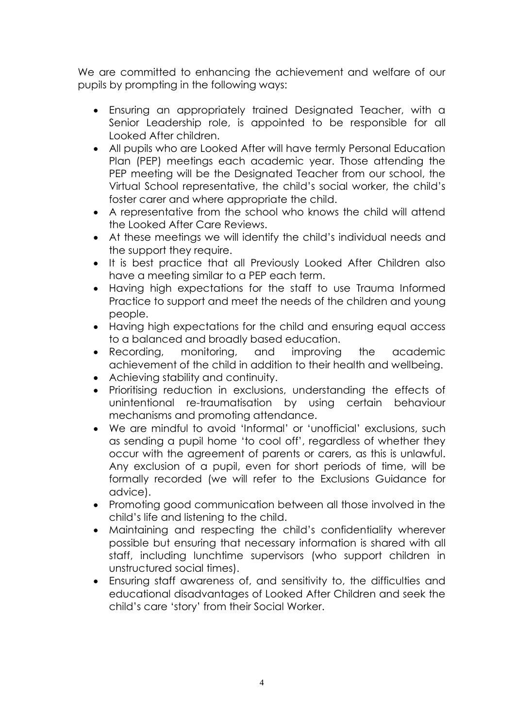We are committed to enhancing the achievement and welfare of our pupils by prompting in the following ways:

- Ensuring an appropriately trained Designated Teacher, with a Senior Leadership role, is appointed to be responsible for all Looked After children.
- All pupils who are Looked After will have termly Personal Education Plan (PEP) meetings each academic year. Those attending the PEP meeting will be the Designated Teacher from our school, the Virtual School representative, the child's social worker, the child's foster carer and where appropriate the child.
- A representative from the school who knows the child will attend the Looked After Care Reviews.
- At these meetings we will identify the child's individual needs and the support they require.
- It is best practice that all Previously Looked After Children also have a meeting similar to a PEP each term.
- Having high expectations for the staff to use Trauma Informed Practice to support and meet the needs of the children and young people.
- Having high expectations for the child and ensuring equal access to a balanced and broadly based education.
- Recording, monitoring, and improving the academic achievement of the child in addition to their health and wellbeing.
- Achieving stability and continuity.
- Prioritising reduction in exclusions, understanding the effects of unintentional re-traumatisation by using certain behaviour mechanisms and promoting attendance.
- We are mindful to avoid 'Informal' or 'unofficial' exclusions, such as sending a pupil home 'to cool off', regardless of whether they occur with the agreement of parents or carers, as this is unlawful. Any exclusion of a pupil, even for short periods of time, will be formally recorded (we will refer to the Exclusions Guidance for advice).
- Promoting good communication between all those involved in the child's life and listening to the child.
- Maintaining and respecting the child's confidentiality wherever possible but ensuring that necessary information is shared with all staff, including lunchtime supervisors (who support children in unstructured social times).
- Ensuring staff awareness of, and sensitivity to, the difficulties and educational disadvantages of Looked After Children and seek the child's care 'story' from their Social Worker.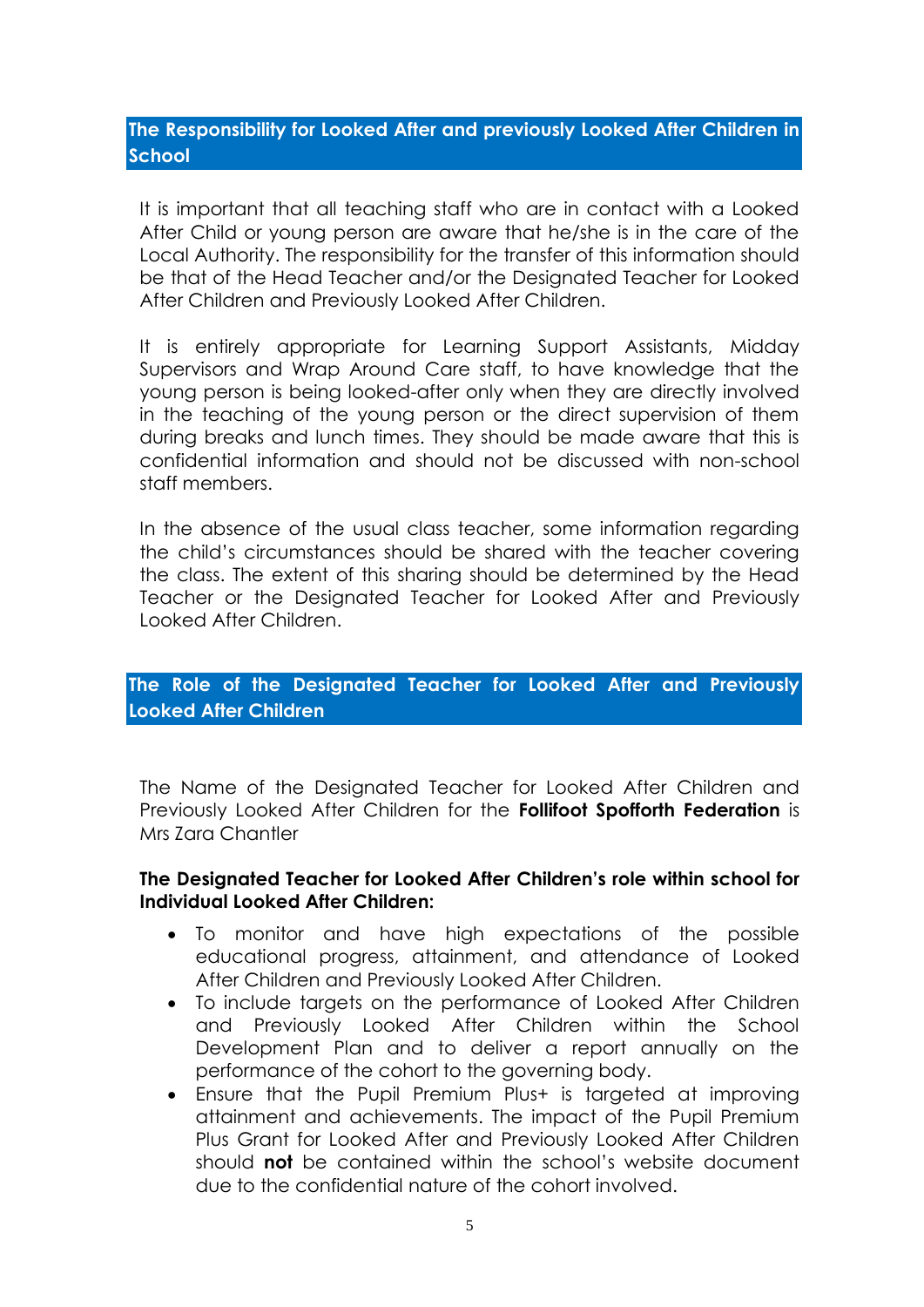## The Responsibility for Looked After and previously Looked After Children in School

It is important that all teaching staff who are in contact with a Looked After Child or young person are aware that he/she is in the care of the Local Authority. The responsibility for the transfer of this information should be that of the Head Teacher and/or the Designated Teacher for Looked After Children and Previously Looked After Children.

It is entirely appropriate for Learning Support Assistants, Midday Supervisors and Wrap Around Care staff, to have knowledge that the young person is being looked-after only when they are directly involved in the teaching of the young person or the direct supervision of them during breaks and lunch times. They should be made aware that this is confidential information and should not be discussed with non-school staff members.

In the absence of the usual class teacher, some information regarding the child's circumstances should be shared with the teacher covering the class. The extent of this sharing should be determined by the Head Teacher or the Designated Teacher for Looked After and Previously Looked After Children.

## The Role of the Designated Teacher for Looked After and Previously Looked After Children

The Name of the Designated Teacher for Looked After Children and Previously Looked After Children for the **Follifoot Spofforth Federation** is Mrs Zara Chantler

**The Designated Teacher for Looked After Children's role within school for Individual Looked After Children:**

- To monitor and have high expectations of the possible educational progress, attainment, and attendance of Looked After Children and Previously Looked After Children.
- To include targets on the performance of Looked After Children and Previously Looked After Children within the School Development Plan and to deliver a report annually on the performance of the cohort to the governing body.
- Ensure that the Pupil Premium Plus+ is targeted at improving attainment and achievements. The impact of the Pupil Premium Plus Grant for Looked After and Previously Looked After Children should **not** be contained within the school's website document due to the confidential nature of the cohort involved.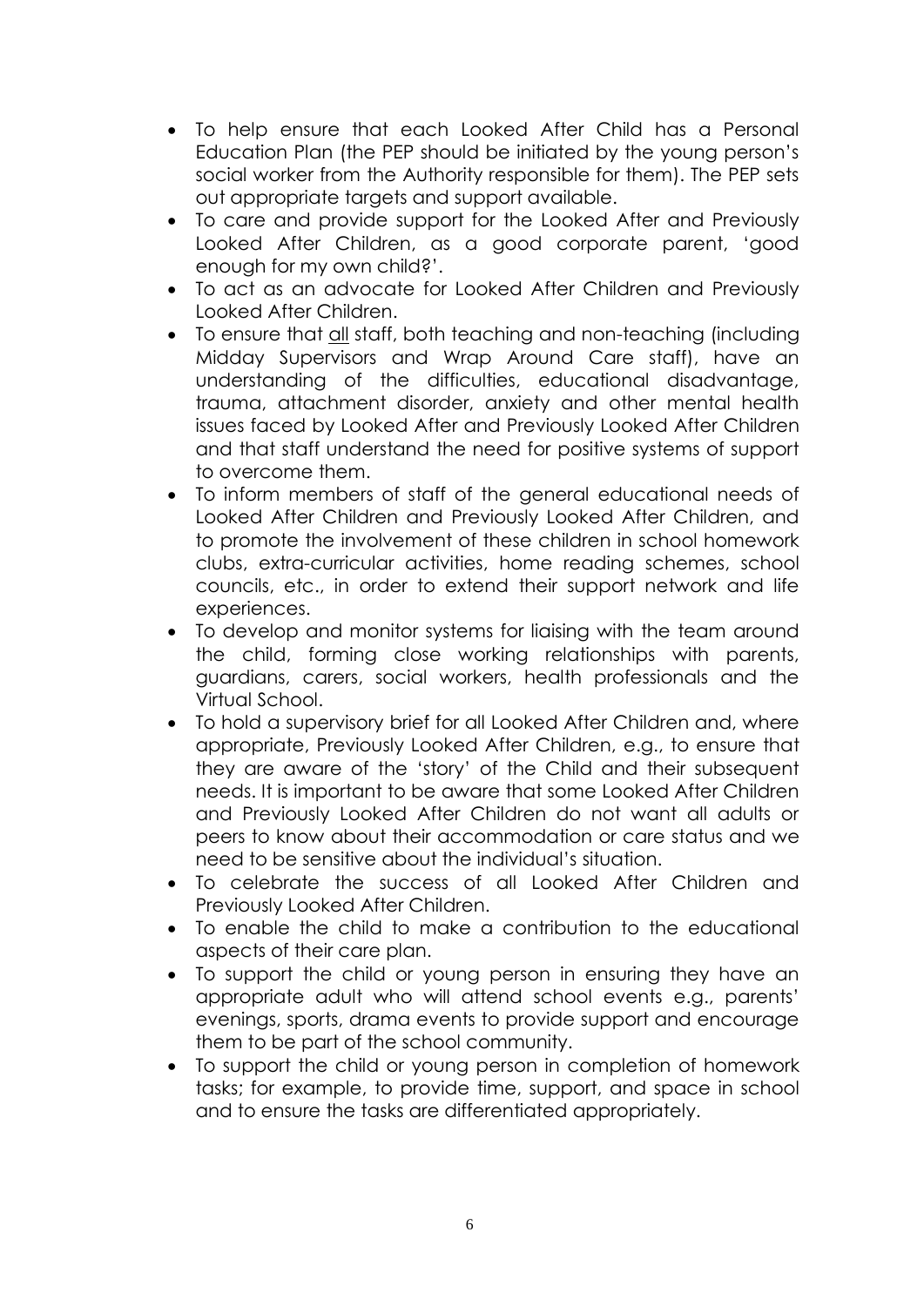- To help ensure that each Looked After Child has a Personal Education Plan (the PEP should be initiated by the young person's social worker from the Authority responsible for them). The PEP sets out appropriate targets and support available.
- To care and provide support for the Looked After and Previously Looked After Children, as a good corporate parent, 'good enough for my own child?'.
- To act as an advocate for Looked After Children and Previously Looked After Children.
- To ensure that <u>all</u> staff, both teaching and non-teaching (including Midday Supervisors and Wrap Around Care staff), have an understanding of the difficulties, educational disadvantage, trauma, attachment disorder, anxiety and other mental health issues faced by Looked After and Previously Looked After Children and that staff understand the need for positive systems of support to overcome them.
- To inform members of staff of the general educational needs of Looked After Children and Previously Looked After Children, and to promote the involvement of these children in school homework clubs, extra-curricular activities, home reading schemes, school councils, etc., in order to extend their support network and life experiences.
- To develop and monitor systems for liaising with the team around the child, forming close working relationships with parents, guardians, carers, social workers, health professionals and the Virtual School.
- To hold a supervisory brief for all Looked After Children and, where appropriate, Previously Looked After Children, e.g., to ensure that they are aware of the 'story' of the Child and their subsequent needs. It is important to be aware that some Looked After Children and Previously Looked After Children do not want all adults or peers to know about their accommodation or care status and we need to be sensitive about the individual's situation.
- To celebrate the success of all Looked After Children and Previously Looked After Children.
- To enable the child to make a contribution to the educational aspects of their care plan.
- To support the child or young person in ensuring they have an appropriate adult who will attend school events e.g., parents' evenings, sports, drama events to provide support and encourage them to be part of the school community.
- To support the child or young person in completion of homework tasks; for example, to provide time, support, and space in school and to ensure the tasks are differentiated appropriately.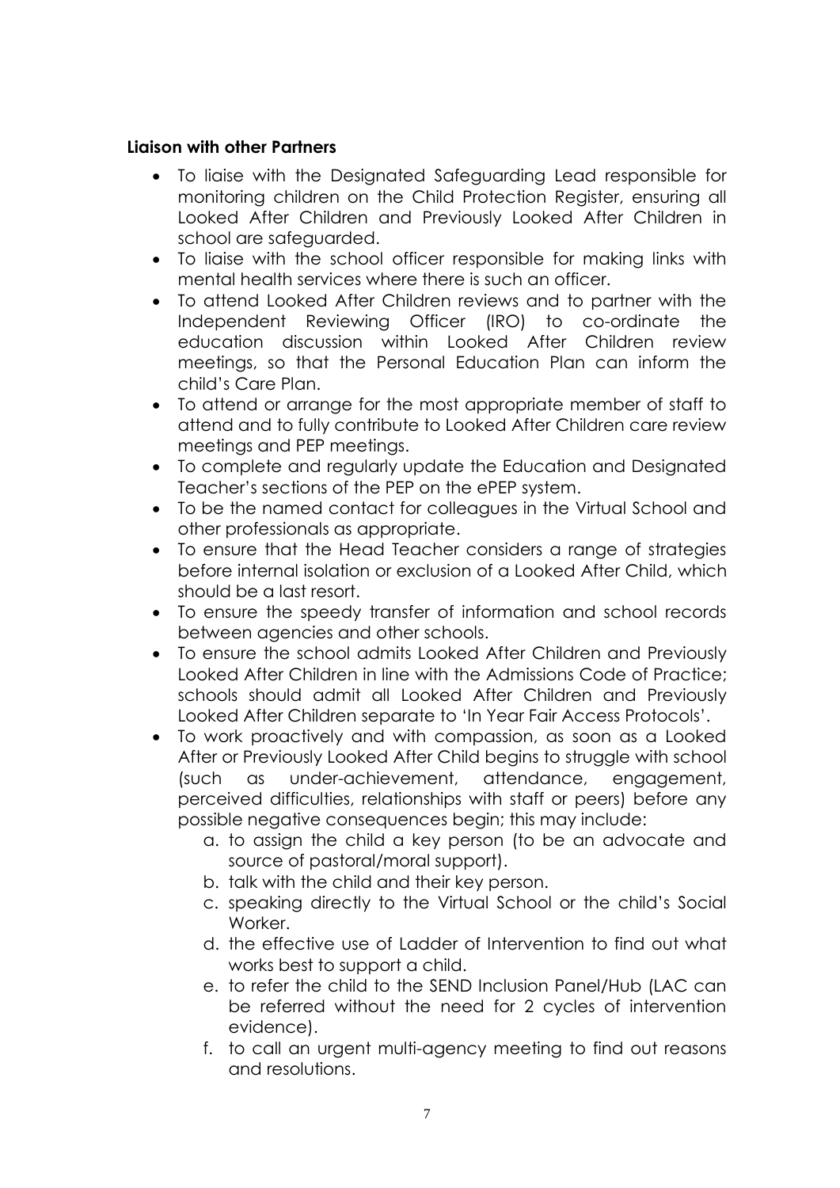**Liaison with other Partners**

- To liaise with the Designated Safeguarding Lead responsible for monitoring children on the Child Protection Register, ensuring all Looked After Children and Previously Looked After Children in school are safeguarded.
- To liaise with the school officer responsible for making links with mental health services where there is such an officer.
- To attend Looked After Children reviews and to partner with the Independent Reviewing Officer (IRO) to co-ordinate the education discussion within Looked After Children review meetings, so that the Personal Education Plan can inform the child's Care Plan.
- To attend or arrange for the most appropriate member of staff to attend and to fully contribute to Looked After Children care review meetings and PEP meetings.
- To complete and regularly update the Education and Designated Teacher's sections of the PEP on the ePEP system.
- To be the named contact for colleagues in the Virtual School and other professionals as appropriate.
- To ensure that the Head Teacher considers a range of strategies before internal isolation or exclusion of a Looked After Child, which should be a last resort.
- To ensure the speedy transfer of information and school records between agencies and other schools.
- To ensure the school admits Looked After Children and Previously Looked After Children in line with the Admissions Code of Practice; schools should admit all Looked After Children and Previously Looked After Children separate to 'In Year Fair Access Protocols'.
- To work proactively and with compassion, as soon as a Looked After or Previously Looked After Child begins to struggle with school (such as under-achievement, attendance, engagement, perceived difficulties, relationships with staff or peers) before any possible negative consequences begin; this may include:
    a. to assign the child a key person (to be an advocate and source of pastoral/moral support).
    b. talk with the child and their key person.
    c. speaking directly to the Virtual School or the child's Social Worker.
    d. the effective use of Ladder of Intervention to find out what works best to support a child.
    e. to refer the child to the SEND Inclusion Panel/Hub (LAC can be referred without the need for 2 cycles of intervention evidence).
    f. to call an urgent multi-agency meeting to find out reasons and resolutions.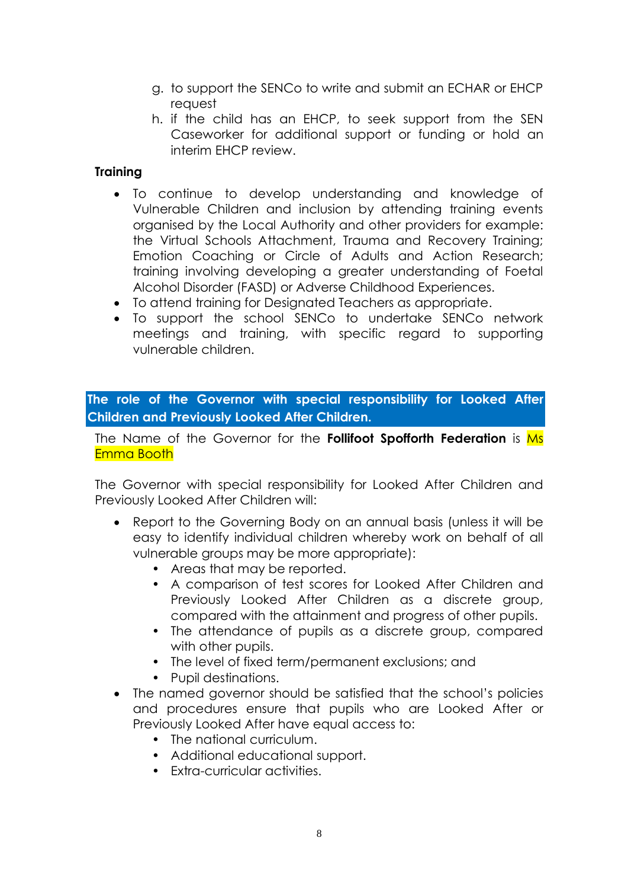g. to support the SENCo to write and submit an ECHAR or EHCP request
h. if the child has an EHCP, to seek support from the SEN Caseworker for additional support or funding or hold an interim EHCP review.

**Training**

- To continue to develop understanding and knowledge of Vulnerable Children and inclusion by attending training events organised by the Local Authority and other providers for example: the Virtual Schools Attachment, Trauma and Recovery Training; Emotion Coaching or Circle of Adults and Action Research; training involving developing a greater understanding of Foetal Alcohol Disorder (FASD) or Adverse Childhood Experiences.
- To attend training for Designated Teachers as appropriate.
- To support the school SENCo to undertake SENCo network meetings and training, with specific regard to supporting vulnerable children.

## The role of the Governor with special responsibility for Looked After Children and Previously Looked After Children.

The Name of the Governor for the **Follifoot Spofforth Federation** is Ms Emma Booth

The Governor with special responsibility for Looked After Children and Previously Looked After Children will:

- Report to the Governing Body on an annual basis (unless it will be easy to identify individual children whereby work on behalf of all vulnerable groups may be more appropriate):
  - Areas that may be reported.
  - A comparison of test scores for Looked After Children and Previously Looked After Children as a discrete group, compared with the attainment and progress of other pupils.
  - The attendance of pupils as a discrete group, compared with other pupils.
  - The level of fixed term/permanent exclusions; and
  - Pupil destinations.
- The named governor should be satisfied that the school's policies and procedures ensure that pupils who are Looked After or Previously Looked After have equal access to:
  - The national curriculum.
  - Additional educational support.
  - Extra-curricular activities.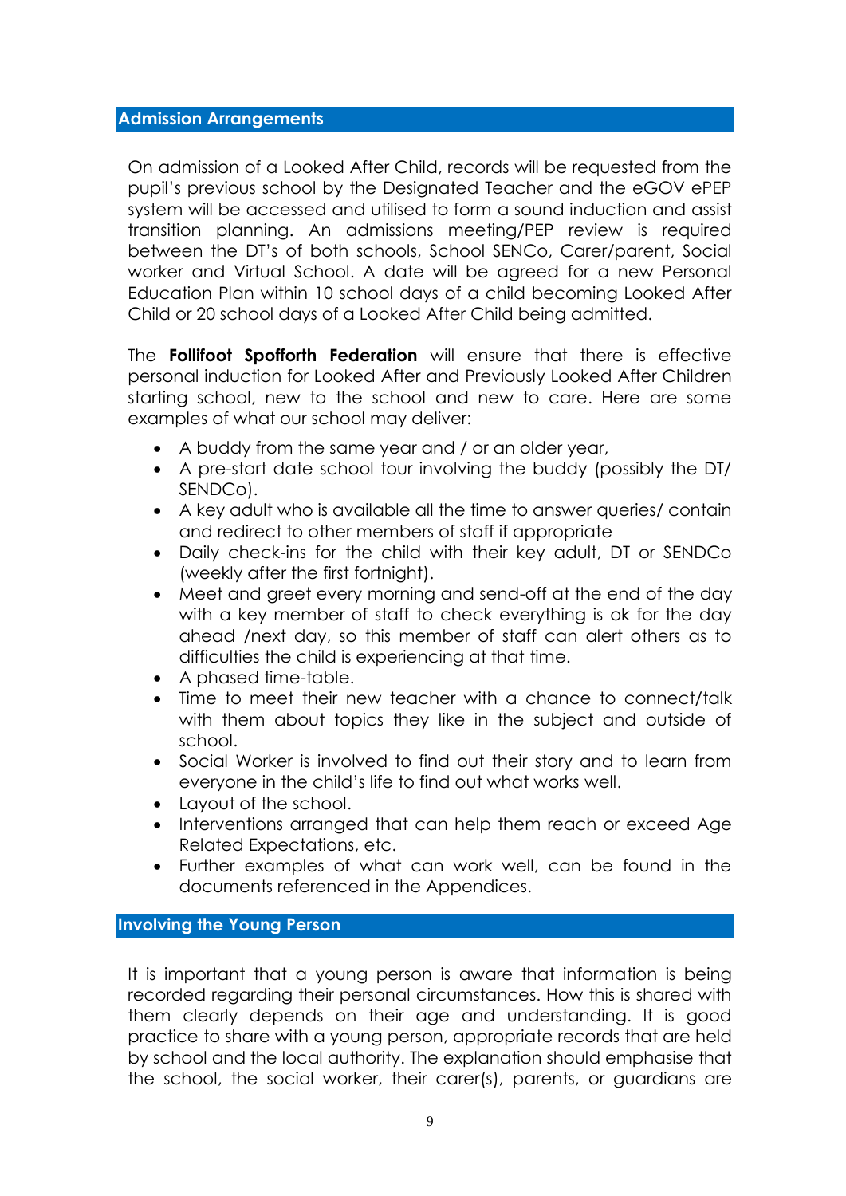## Admission Arrangements

On admission of a Looked After Child, records will be requested from the pupil's previous school by the Designated Teacher and the eGOV ePEP system will be accessed and utilised to form a sound induction and assist transition planning. An admissions meeting/PEP review is required between the DT's of both schools, School SENCo, Carer/parent, Social worker and Virtual School. A date will be agreed for a new Personal Education Plan within 10 school days of a child becoming Looked After Child or 20 school days of a Looked After Child being admitted.

The **Follifoot Spofforth Federation** will ensure that there is effective personal induction for Looked After and Previously Looked After Children starting school, new to the school and new to care. Here are some examples of what our school may deliver:

- A buddy from the same year and / or an older year,
- A pre-start date school tour involving the buddy (possibly the DT/ SENDCo).
- A key adult who is available all the time to answer queries/ contain and redirect to other members of staff if appropriate
- Daily check-ins for the child with their key adult, DT or SENDCo (weekly after the first fortnight).
- Meet and greet every morning and send-off at the end of the day with a key member of staff to check everything is ok for the day ahead /next day, so this member of staff can alert others as to difficulties the child is experiencing at that time.
- A phased time-table.
- Time to meet their new teacher with a chance to connect/talk with them about topics they like in the subject and outside of school.
- Social Worker is involved to find out their story and to learn from everyone in the child's life to find out what works well.
- Layout of the school.
- Interventions arranged that can help them reach or exceed Age Related Expectations, etc.
- Further examples of what can work well, can be found in the documents referenced in the Appendices.

## Involving the Young Person

It is important that a young person is aware that information is being recorded regarding their personal circumstances. How this is shared with them clearly depends on their age and understanding. It is good practice to share with a young person, appropriate records that are held by school and the local authority. The explanation should emphasise that the school, the social worker, their carer(s), parents, or guardians are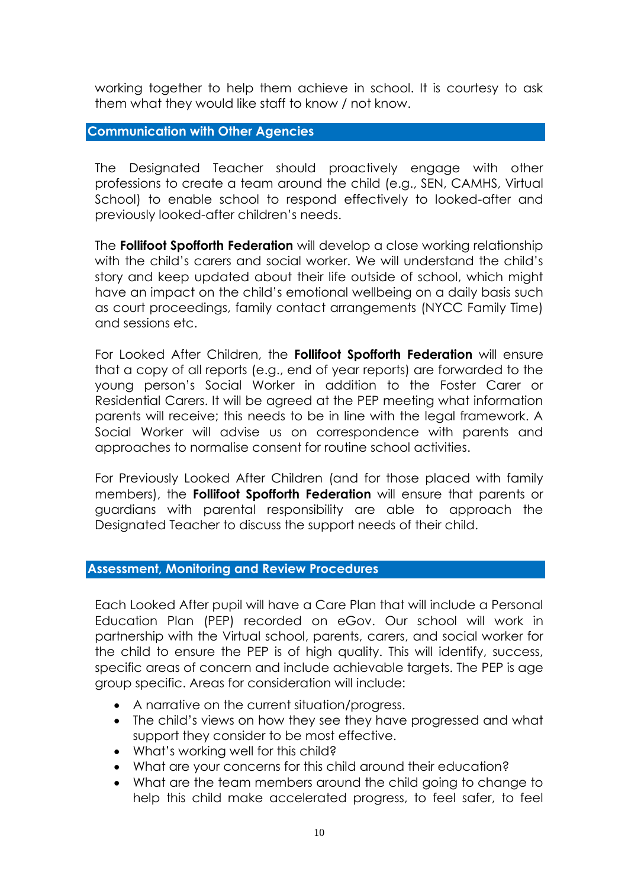working together to help them achieve in school. It is courtesy to ask them what they would like staff to know / not know.

## Communication with Other Agencies

The Designated Teacher should proactively engage with other professions to create a team around the child (e.g., SEN, CAMHS, Virtual School) to enable school to respond effectively to looked-after and previously looked-after children's needs.

The **Follifoot Spofforth Federation** will develop a close working relationship with the child's carers and social worker. We will understand the child's story and keep updated about their life outside of school, which might have an impact on the child's emotional wellbeing on a daily basis such as court proceedings, family contact arrangements (NYCC Family Time) and sessions etc.

For Looked After Children, the **Follifoot Spofforth Federation** will ensure that a copy of all reports (e.g., end of year reports) are forwarded to the young person's Social Worker in addition to the Foster Carer or Residential Carers. It will be agreed at the PEP meeting what information parents will receive; this needs to be in line with the legal framework. A Social Worker will advise us on correspondence with parents and approaches to normalise consent for routine school activities.

For Previously Looked After Children (and for those placed with family members), the **Follifoot Spofforth Federation** will ensure that parents or guardians with parental responsibility are able to approach the Designated Teacher to discuss the support needs of their child.

## Assessment, Monitoring and Review Procedures

Each Looked After pupil will have a Care Plan that will include a Personal Education Plan (PEP) recorded on eGov. Our school will work in partnership with the Virtual school, parents, carers, and social worker for the child to ensure the PEP is of high quality. This will identify, success, specific areas of concern and include achievable targets. The PEP is age group specific. Areas for consideration will include:

- A narrative on the current situation/progress.
- The child's views on how they see they have progressed and what support they consider to be most effective.
- What's working well for this child?
- What are your concerns for this child around their education?
- What are the team members around the child going to change to help this child make accelerated progress, to feel safer, to feel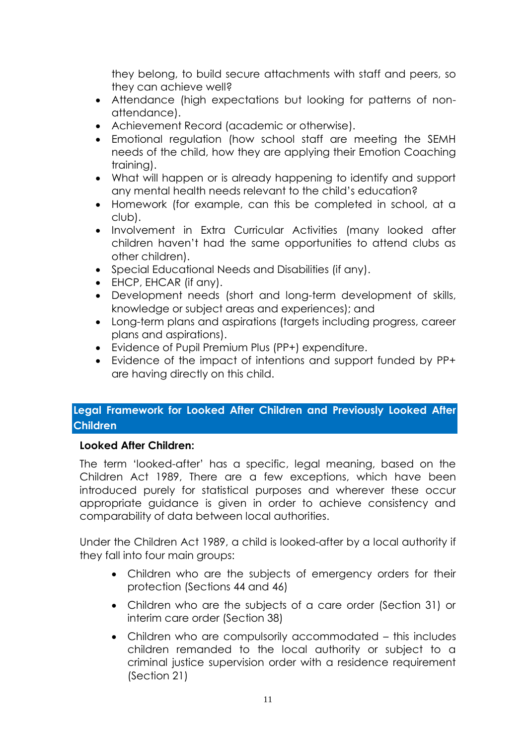they belong, to build secure attachments with staff and peers, so they can achieve well?

- Attendance (high expectations but looking for patterns of non-attendance).
- Achievement Record (academic or otherwise).
- Emotional regulation (how school staff are meeting the SEMH needs of the child, how they are applying their Emotion Coaching training).
- What will happen or is already happening to identify and support any mental health needs relevant to the child's education?
- Homework (for example, can this be completed in school, at a club).
- Involvement in Extra Curricular Activities (many looked after children haven't had the same opportunities to attend clubs as other children).
- Special Educational Needs and Disabilities (if any).
- EHCP, EHCAR (if any).
- Development needs (short and long-term development of skills, knowledge or subject areas and experiences); and
- Long-term plans and aspirations (targets including progress, career plans and aspirations).
- Evidence of Pupil Premium Plus (PP+) expenditure.
- Evidence of the impact of intentions and support funded by PP+ are having directly on this child.

## Legal Framework for Looked After Children and Previously Looked After Children

**Looked After Children:**

The term 'looked-after' has a specific, legal meaning, based on the Children Act 1989, There are a few exceptions, which have been introduced purely for statistical purposes and wherever these occur appropriate guidance is given in order to achieve consistency and comparability of data between local authorities.

Under the Children Act 1989, a child is looked-after by a local authority if they fall into four main groups:

- Children who are the subjects of emergency orders for their protection (Sections 44 and 46)
- Children who are the subjects of a care order (Section 31) or interim care order (Section 38)
- Children who are compulsorily accommodated – this includes children remanded to the local authority or subject to a criminal justice supervision order with a residence requirement (Section 21)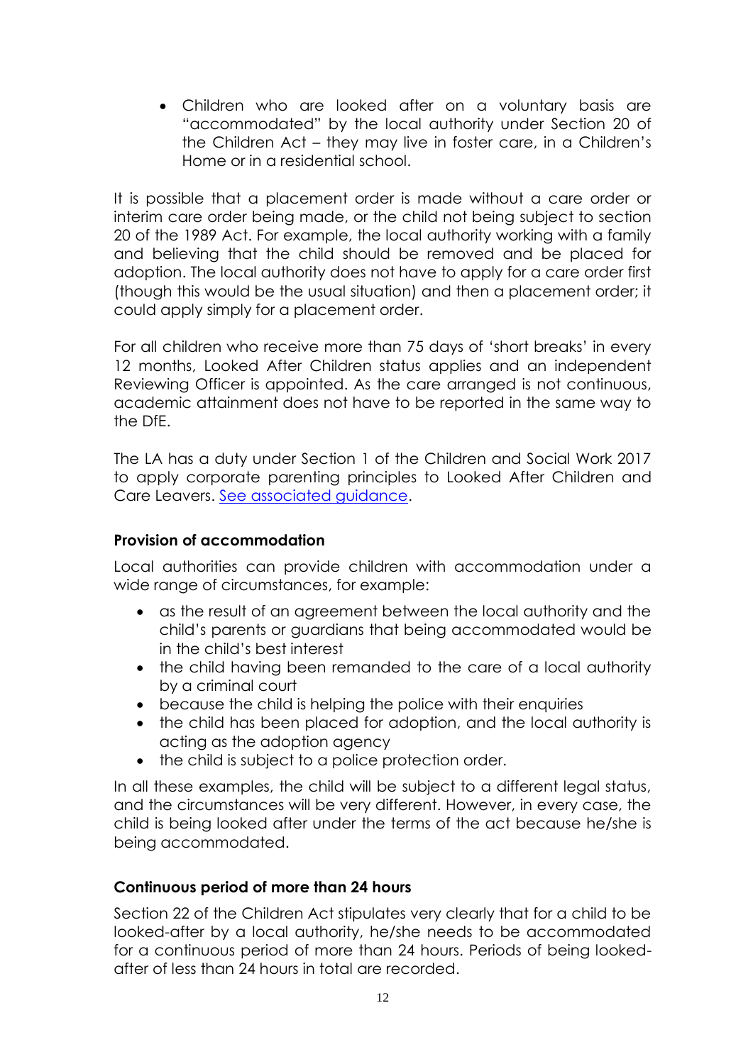- Children who are looked after on a voluntary basis are "accommodated" by the local authority under Section 20 of the Children Act – they may live in foster care, in a Children's Home or in a residential school.

It is possible that a placement order is made without a care order or interim care order being made, or the child not being subject to section 20 of the 1989 Act. For example, the local authority working with a family and believing that the child should be removed and be placed for adoption. The local authority does not have to apply for a care order first (though this would be the usual situation) and then a placement order; it could apply simply for a placement order.

For all children who receive more than 75 days of 'short breaks' in every 12 months, Looked After Children status applies and an independent Reviewing Officer is appointed. As the care arranged is not continuous, academic attainment does not have to be reported in the same way to the DfE.

The LA has a duty under Section 1 of the Children and Social Work 2017 to apply corporate parenting principles to Looked After Children and Care Leavers. See associated guidance.

**Provision of accommodation**

Local authorities can provide children with accommodation under a wide range of circumstances, for example:

- as the result of an agreement between the local authority and the child's parents or guardians that being accommodated would be in the child's best interest
- the child having been remanded to the care of a local authority by a criminal court
- because the child is helping the police with their enquiries
- the child has been placed for adoption, and the local authority is acting as the adoption agency
- the child is subject to a police protection order.

In all these examples, the child will be subject to a different legal status, and the circumstances will be very different. However, in every case, the child is being looked after under the terms of the act because he/she is being accommodated.

**Continuous period of more than 24 hours**

Section 22 of the Children Act stipulates very clearly that for a child to be looked-after by a local authority, he/she needs to be accommodated for a continuous period of more than 24 hours. Periods of being looked-after of less than 24 hours in total are recorded.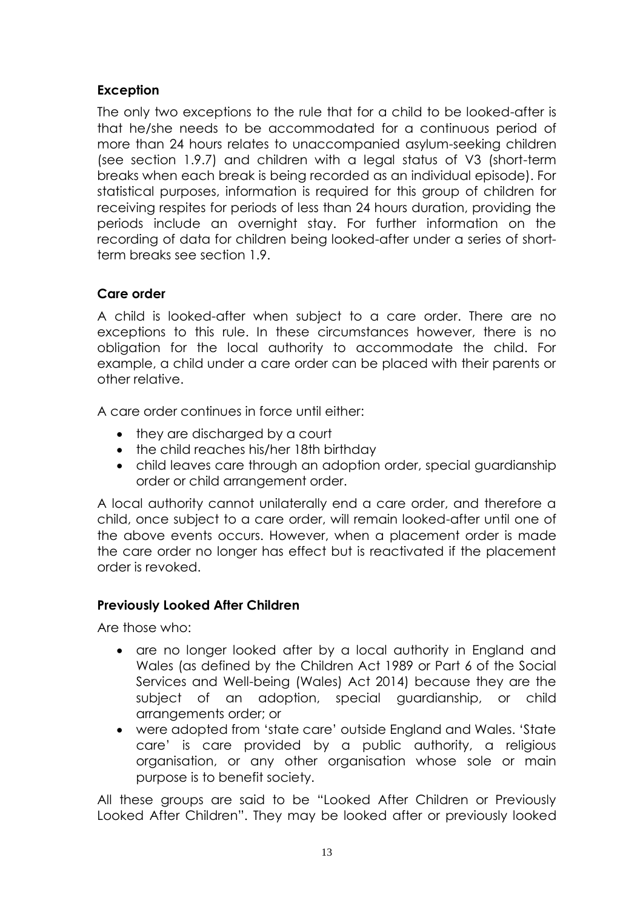**Exception**

The only two exceptions to the rule that for a child to be looked-after is that he/she needs to be accommodated for a continuous period of more than 24 hours relates to unaccompanied asylum-seeking children (see section 1.9.7) and children with a legal status of V3 (short-term breaks when each break is being recorded as an individual episode). For statistical purposes, information is required for this group of children for receiving respites for periods of less than 24 hours duration, providing the periods include an overnight stay. For further information on the recording of data for children being looked-after under a series of short-term breaks see section 1.9.

**Care order**

A child is looked-after when subject to a care order. There are no exceptions to this rule. In these circumstances however, there is no obligation for the local authority to accommodate the child. For example, a child under a care order can be placed with their parents or other relative.

A care order continues in force until either:

- they are discharged by a court
- the child reaches his/her 18th birthday
- child leaves care through an adoption order, special guardianship order or child arrangement order.

A local authority cannot unilaterally end a care order, and therefore a child, once subject to a care order, will remain looked-after until one of the above events occurs. However, when a placement order is made the care order no longer has effect but is reactivated if the placement order is revoked.

**Previously Looked After Children**

Are those who:

- are no longer looked after by a local authority in England and Wales (as defined by the Children Act 1989 or Part 6 of the Social Services and Well-being (Wales) Act 2014) because they are the subject of an adoption, special guardianship, or child arrangements order; or
- were adopted from 'state care' outside England and Wales. 'State care' is care provided by a public authority, a religious organisation, or any other organisation whose sole or main purpose is to benefit society.

All these groups are said to be "Looked After Children or Previously Looked After Children". They may be looked after or previously looked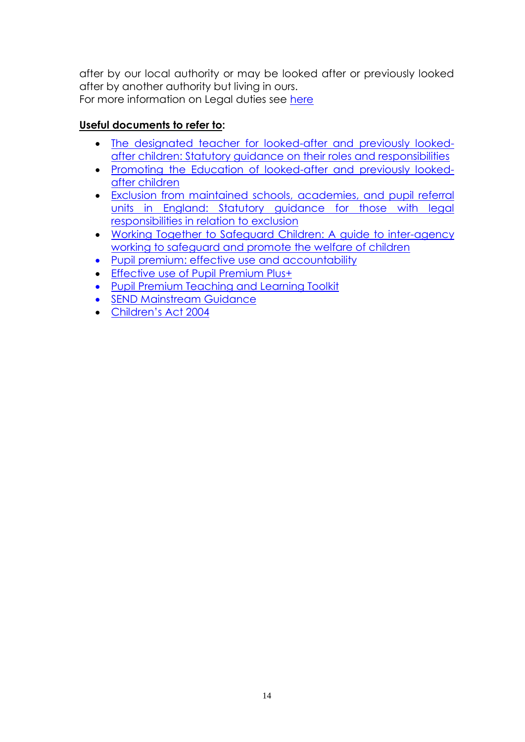after by our local authority or may be looked after or previously looked after by another authority but living in ours.
For more information on Legal duties see here

**Useful documents to refer to:**

- The designated teacher for looked-after and previously looked-after children: Statutory guidance on their roles and responsibilities
- Promoting the Education of looked-after and previously looked-after children
- Exclusion from maintained schools, academies, and pupil referral units in England: Statutory guidance for those with legal responsibilities in relation to exclusion
- Working Together to Safeguard Children: A guide to inter-agency working to safeguard and promote the welfare of children
- Pupil premium: effective use and accountability
- Effective use of Pupil Premium Plus+
- Pupil Premium Teaching and Learning Toolkit
- SEND Mainstream Guidance
- Children's Act 2004